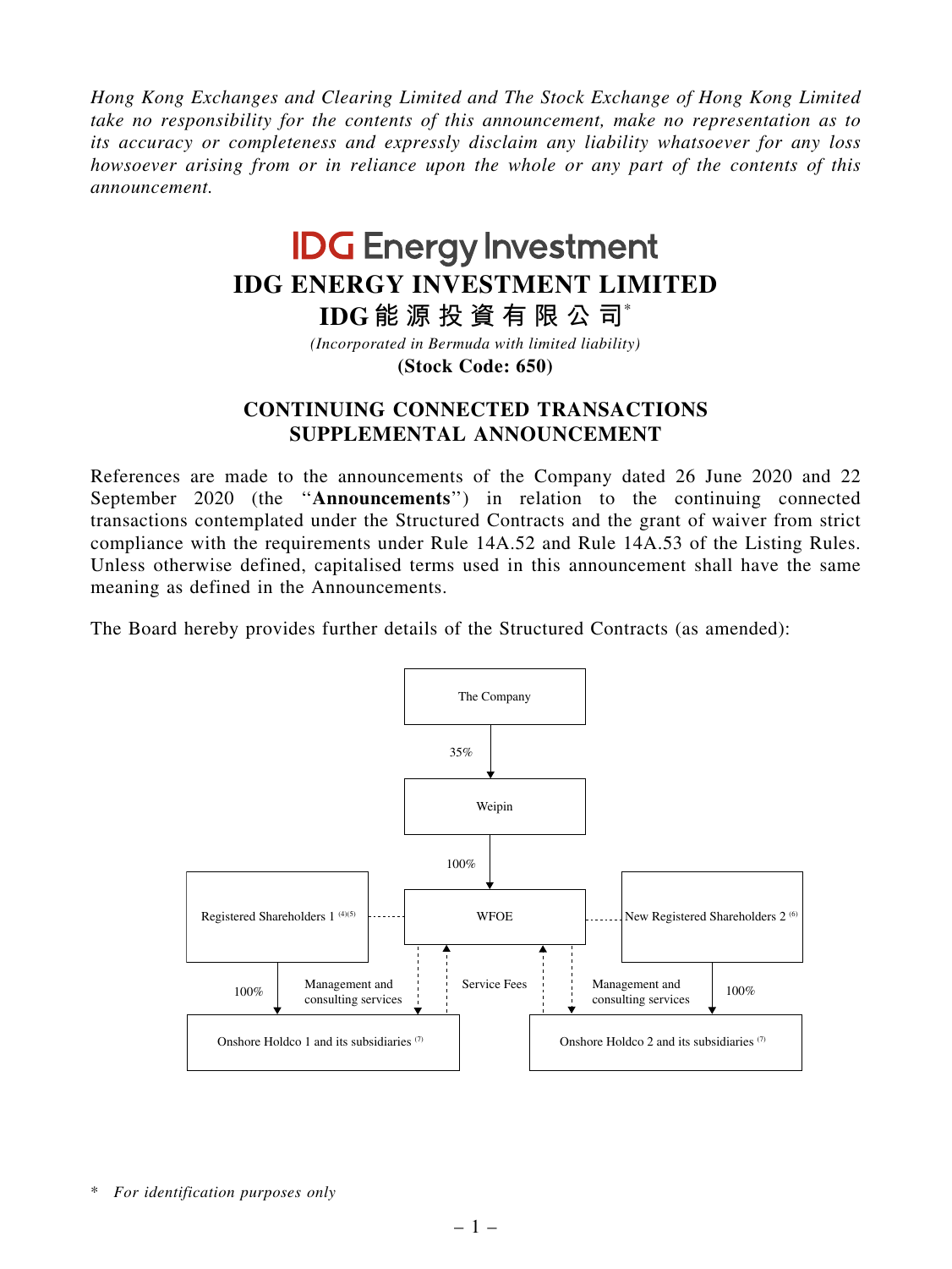*Hong Kong Exchanges and Clearing Limited and The Stock Exchange of Hong Kong Limited take no responsibility for the contents of this announcement, make no representation as to its accuracy or completeness and expressly disclaim any liability whatsoever for any loss howsoever arising from or in reliance upon the whole or any part of the contents of this announcement.*

# IDG Energy Investment

# IDG ENERGY INVESTMENT LIMITED

# IDG能源投資有限公司*

*(Incorporated in Bermuda with limited liability)*

**(Stock Code: 650)**

## CONTINUING CONNECTED TRANSACTIONS SUPPLEMENTAL ANNOUNCEMENT

References are made to the announcements of the Company dated 26 June 2020 and 22 September 2020 (the "**Announcements**") in relation to the continuing connected transactions contemplated under the Structured Contracts and the grant of waiver from strict compliance with the requirements under Rule 14A.52 and Rule 14A.53 of the Listing Rules. Unless otherwise defined, capitalised terms used in this announcement shall have the same meaning as defined in the Announcements.

The Board hereby provides further details of the Structured Contracts (as amended):

The Company
↓ 35%
Weipin
↓ 100%
WFOE

Registered Shareholders 1 [(4)(5)] - - - WFOE - - - New Registered Shareholders 2 [(6)]

Registered Shareholders 1 → 100% → Onshore Holdco 1 and its subsidiaries [(7)]

New Registered Shareholders 2 → 100% → Onshore Holdco 2 and its subsidiaries [(7)]

WFOE → Management and consulting services → Onshore Holdco 1 and its subsidiaries [(7)]

WFOE → Management and consulting services → Onshore Holdco 2 and its subsidiaries [(7)]

Onshore Holdco 1 and its subsidiaries / Onshore Holdco 2 and its subsidiaries → Service Fees → WFOE

\* *For identification purposes only*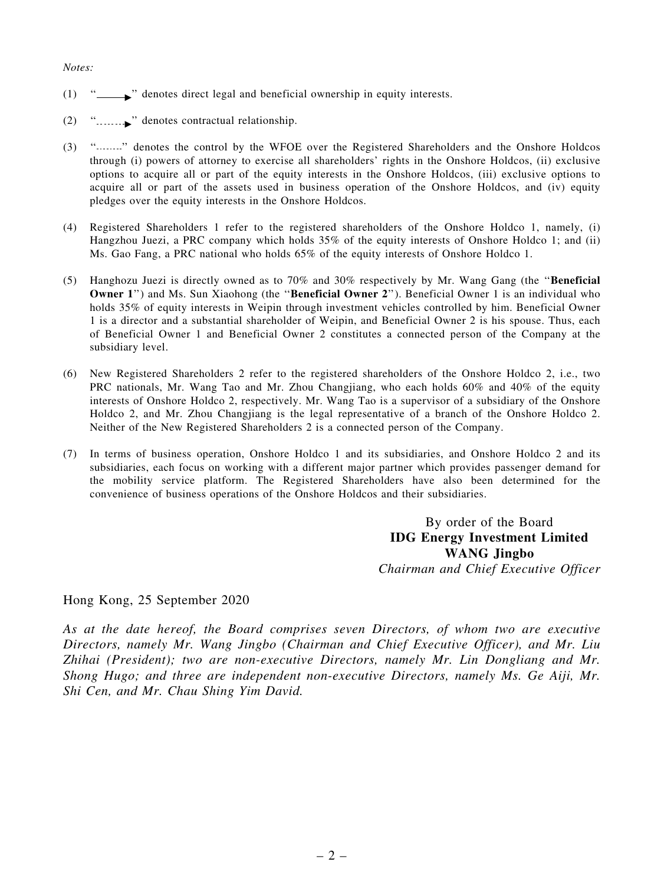*Notes:*

(1) "———▶" denotes direct legal and beneficial ownership in equity interests.

(2) "········▶" denotes contractual relationship.

(3) "········" denotes the control by the WFOE over the Registered Shareholders and the Onshore Holdcos through (i) powers of attorney to exercise all shareholders' rights in the Onshore Holdcos, (ii) exclusive options to acquire all or part of the equity interests in the Onshore Holdcos, (iii) exclusive options to acquire all or part of the assets used in business operation of the Onshore Holdcos, and (iv) equity pledges over the equity interests in the Onshore Holdcos.

(4) Registered Shareholders 1 refer to the registered shareholders of the Onshore Holdco 1, namely, (i) Hangzhou Juezi, a PRC company which holds 35% of the equity interests of Onshore Holdco 1; and (ii) Ms. Gao Fang, a PRC national who holds 65% of the equity interests of Onshore Holdco 1.

(5) Hanghozu Juezi is directly owned as to 70% and 30% respectively by Mr. Wang Gang (the "**Beneficial Owner 1**") and Ms. Sun Xiaohong (the "**Beneficial Owner 2**"). Beneficial Owner 1 is an individual who holds 35% of equity interests in Weipin through investment vehicles controlled by him. Beneficial Owner 1 is a director and a substantial shareholder of Weipin, and Beneficial Owner 2 is his spouse. Thus, each of Beneficial Owner 1 and Beneficial Owner 2 constitutes a connected person of the Company at the subsidiary level.

(6) New Registered Shareholders 2 refer to the registered shareholders of the Onshore Holdco 2, i.e., two PRC nationals, Mr. Wang Tao and Mr. Zhou Changjiang, who each holds 60% and 40% of the equity interests of Onshore Holdco 2, respectively. Mr. Wang Tao is a supervisor of a subsidiary of the Onshore Holdco 2, and Mr. Zhou Changjiang is the legal representative of a branch of the Onshore Holdco 2. Neither of the New Registered Shareholders 2 is a connected person of the Company.

(7) In terms of business operation, Onshore Holdco 1 and its subsidiaries, and Onshore Holdco 2 and its subsidiaries, each focus on working with a different major partner which provides passenger demand for the mobility service platform. The Registered Shareholders have also been determined for the convenience of business operations of the Onshore Holdcos and their subsidiaries.

By order of the Board
**IDG Energy Investment Limited**
**WANG Jingbo**
*Chairman and Chief Executive Officer*

Hong Kong, 25 September 2020

*As at the date hereof, the Board comprises seven Directors, of whom two are executive Directors, namely Mr. Wang Jingbo (Chairman and Chief Executive Officer), and Mr. Liu Zhihai (President); two are non-executive Directors, namely Mr. Lin Dongliang and Mr. Shong Hugo; and three are independent non-executive Directors, namely Ms. Ge Aiji, Mr. Shi Cen, and Mr. Chau Shing Yim David.*